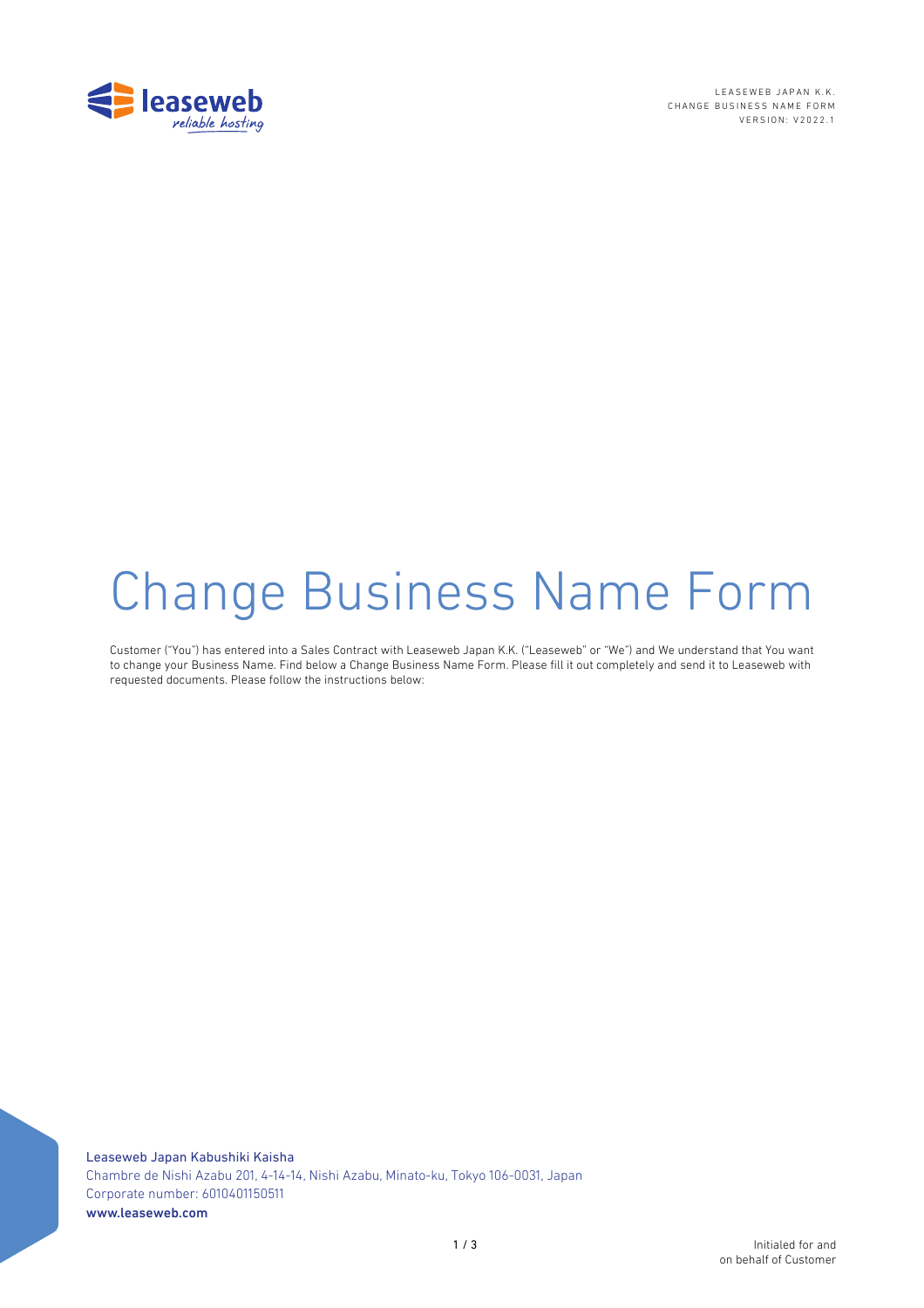# Change Business Name Form

Customer ("You") has entered into a Sales Contract with Leaseweb Japan K.K. ("Leaseweb" or "We") and We understand that You want to change your Business Name. Find below a Change Business Name Form. Please fill it out completely and send it to Leaseweb with requested documents. Please follow the instructions below:

Leaseweb Japan Kabushiki Kaisha
Chambre de Nishi Azabu 201, 4-14-14, Nishi Azabu, Minato-ku, Tokyo 106-0031, Japan
Corporate number: 6010401150511
www.leaseweb.com

Initialed for and on behalf of Customer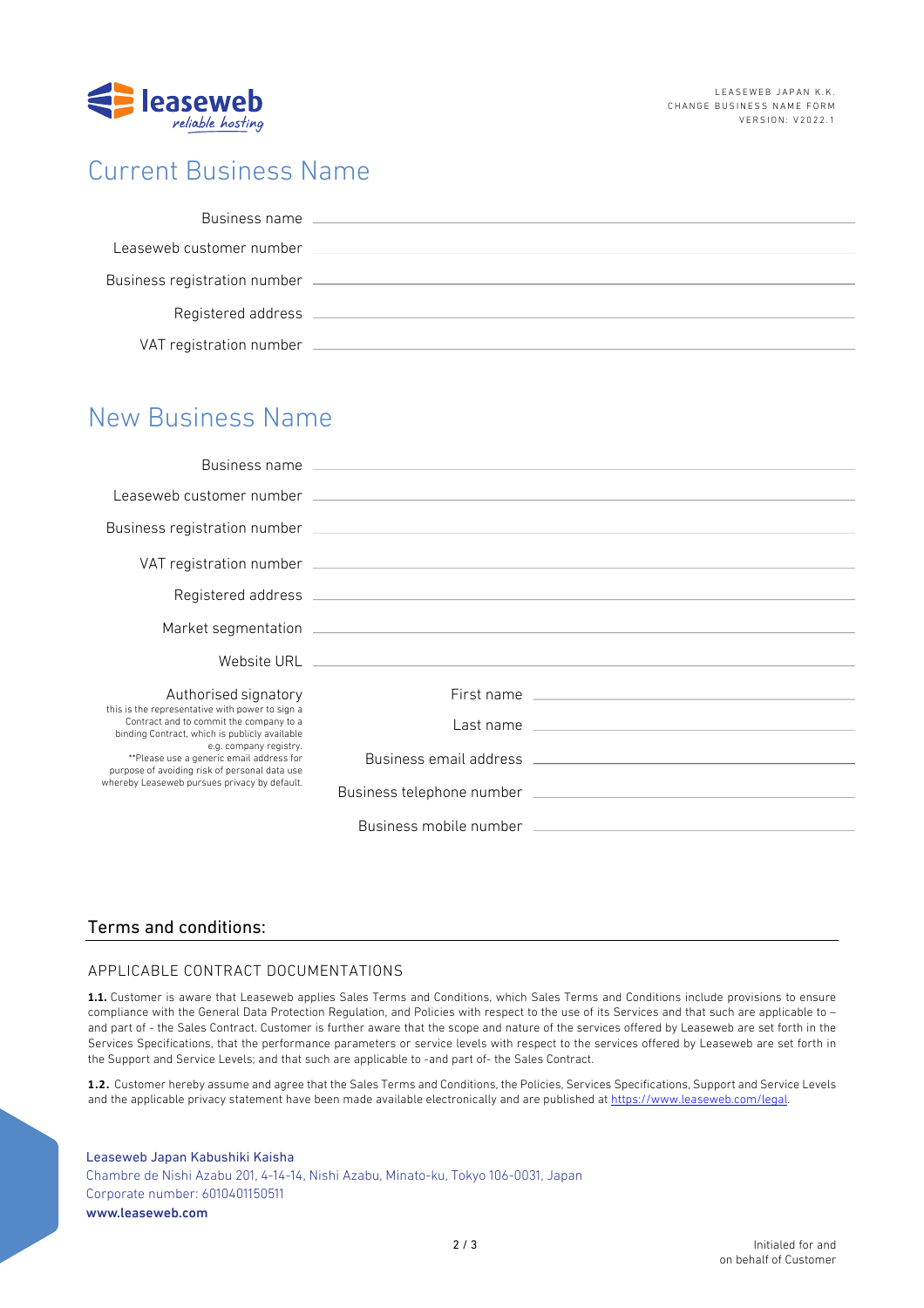## Current Business Name

Business name \_\_\_\_\_\_\_\_\_\_\_\_\_\_\_\_\_\_\_\_\_\_\_\_

Leaseweb customer number \_\_\_\_\_\_\_\_\_\_\_\_\_\_\_\_\_\_\_\_\_\_\_\_

Business registration number \_\_\_\_\_\_\_\_\_\_\_\_\_\_\_\_\_\_\_\_\_\_\_\_

Registered address \_\_\_\_\_\_\_\_\_\_\_\_\_\_\_\_\_\_\_\_\_\_\_\_

VAT registration number \_\_\_\_\_\_\_\_\_\_\_\_\_\_\_\_\_\_\_\_\_\_\_\_

## New Business Name

Business name \_\_\_\_\_\_\_\_\_\_\_\_\_\_\_\_\_\_\_\_\_\_\_\_

Leaseweb customer number \_\_\_\_\_\_\_\_\_\_\_\_\_\_\_\_\_\_\_\_\_\_\_\_

Business registration number \_\_\_\_\_\_\_\_\_\_\_\_\_\_\_\_\_\_\_\_\_\_\_\_

VAT registration number \_\_\_\_\_\_\_\_\_\_\_\_\_\_\_\_\_\_\_\_\_\_\_\_

Registered address \_\_\_\_\_\_\_\_\_\_\_\_\_\_\_\_\_\_\_\_\_\_\_\_

Market segmentation \_\_\_\_\_\_\_\_\_\_\_\_\_\_\_\_\_\_\_\_\_\_\_\_

Website URL \_\_\_\_\_\_\_\_\_\_\_\_\_\_\_\_\_\_\_\_\_\_\_\_

Authorised signatory
this is the representative with power to sign a Contract and to commit the company to a binding Contract, which is publicly available e.g. company registry.
**Please use a generic email address for purpose of avoiding risk of personal data use whereby Leaseweb pursues privacy by default.

First name \_\_\_\_\_\_\_\_\_\_\_\_\_\_\_\_\_\_\_\_\_\_\_\_

Last name \_\_\_\_\_\_\_\_\_\_\_\_\_\_\_\_\_\_\_\_\_\_\_\_

Business email address \_\_\_\_\_\_\_\_\_\_\_\_\_\_\_\_\_\_\_\_\_\_\_\_

Business telephone number \_\_\_\_\_\_\_\_\_\_\_\_\_\_\_\_\_\_\_\_\_\_\_\_

Business mobile number \_\_\_\_\_\_\_\_\_\_\_\_\_\_\_\_\_\_\_\_\_\_\_\_

## Terms and conditions:

### APPLICABLE CONTRACT DOCUMENTATIONS

**1.1.** Customer is aware that Leaseweb applies Sales Terms and Conditions, which Sales Terms and Conditions include provisions to ensure compliance with the General Data Protection Regulation, and Policies with respect to the use of its Services and that such are applicable to – and part of - the Sales Contract. Customer is further aware that the scope and nature of the services offered by Leaseweb are set forth in the Services Specifications, that the performance parameters or service levels with respect to the services offered by Leaseweb are set forth in the Support and Service Levels; and that such are applicable to -and part of- the Sales Contract.

**1.2.** Customer hereby assume and agree that the Sales Terms and Conditions, the Policies, Services Specifications, Support and Service Levels and the applicable privacy statement have been made available electronically and are published at https://www.leaseweb.com/legal.

Leaseweb Japan Kabushiki Kaisha
Chambre de Nishi Azabu 201, 4-14-14, Nishi Azabu, Minato-ku, Tokyo 106-0031, Japan
Corporate number: 6010401150511
**www.leaseweb.com**

Initialed for and on behalf of Customer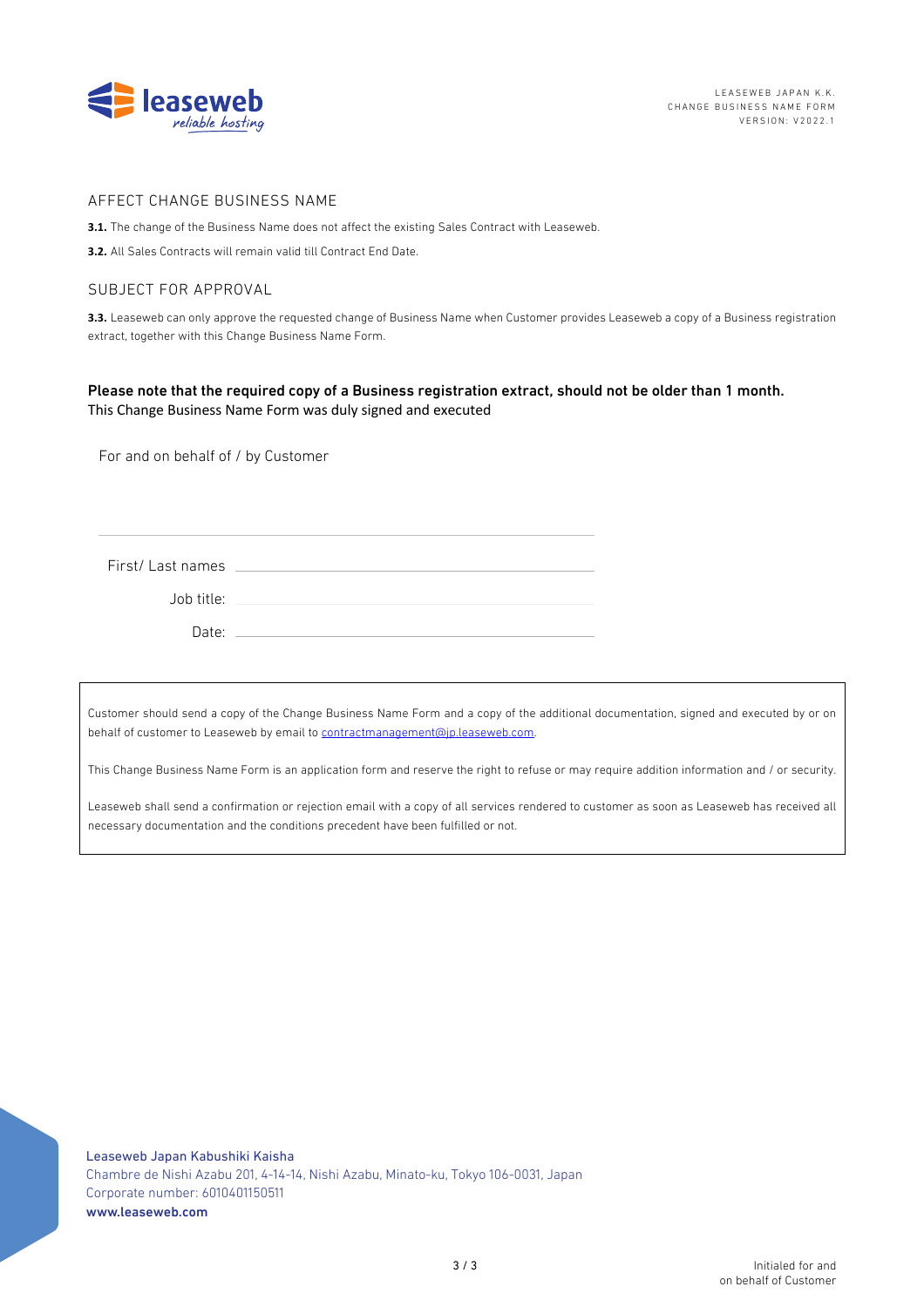## AFFECT CHANGE BUSINESS NAME

**3.1.** The change of the Business Name does not affect the existing Sales Contract with Leaseweb.

**3.2.** All Sales Contracts will remain valid till Contract End Date.

## SUBJECT FOR APPROVAL

**3.3.** Leaseweb can only approve the requested change of Business Name when Customer provides Leaseweb a copy of a Business registration extract, together with this Change Business Name Form.

**Please note that the required copy of a Business registration extract, should not be older than 1 month.**
This Change Business Name Form was duly signed and executed

For and on behalf of / by Customer

\_\_\_\_\_\_\_\_\_\_\_\_\_\_\_\_\_\_\_\_\_\_\_\_\_\_\_\_\_\_\_\_\_\_\_\_\_\_\_\_

First/ Last names \_\_\_\_\_\_\_\_\_\_\_\_\_\_\_\_\_\_\_\_\_\_\_\_\_\_\_\_\_\_

Job title: \_\_\_\_\_\_\_\_\_\_\_\_\_\_\_\_\_\_\_\_\_\_\_\_\_\_\_\_\_\_

Date: \_\_\_\_\_\_\_\_\_\_\_\_\_\_\_\_\_\_\_\_\_\_\_\_\_\_\_\_\_\_

Customer should send a copy of the Change Business Name Form and a copy of the additional documentation, signed and executed by or on behalf of customer to Leaseweb by email to contractmanagement@jp.leaseweb.com.

This Change Business Name Form is an application form and reserve the right to refuse or may require addition information and / or security.

Leaseweb shall send a confirmation or rejection email with a copy of all services rendered to customer as soon as Leaseweb has received all necessary documentation and the conditions precedent have been fulfilled or not.

Leaseweb Japan Kabushiki Kaisha
Chambre de Nishi Azabu 201, 4-14-14, Nishi Azabu, Minato-ku, Tokyo 106-0031, Japan
Corporate number: 6010401150511
www.leaseweb.com

Initialed for and on behalf of Customer